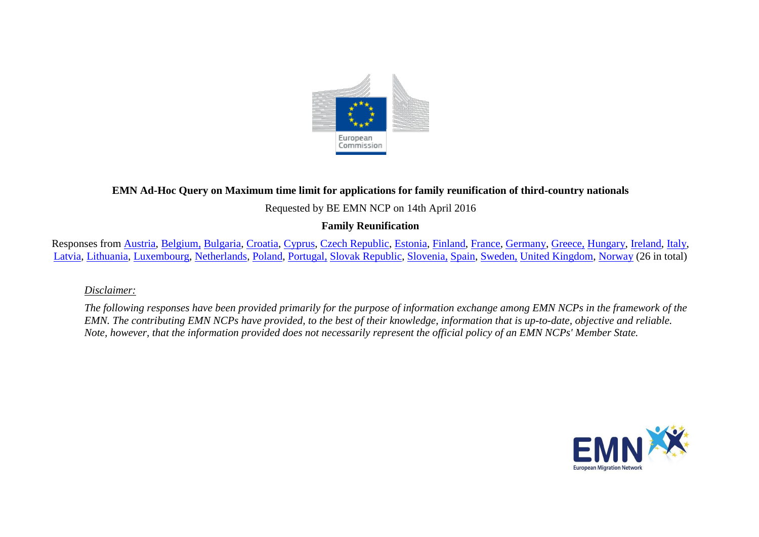**EMN Ad-Hoc Query on Maximum time limit for applications for family reunification of third-country nationals**

Requested by BE EMN NCP on 14th April 2016

**Family Reunification**

Responses from Austria, Belgium, Bulgaria, Croatia, Cyprus, Czech Republic, Estonia, Finland, France, Germany, Greece, Hungary, Ireland, Italy, Latvia, Lithuania, Luxembourg, Netherlands, Poland, Portugal, Slovak Republic, Slovenia, Spain, Sweden, United Kingdom, Norway (26 in total)

*Disclaimer:*

*The following responses have been provided primarily for the purpose of information exchange among EMN NCPs in the framework of the EMN. The contributing EMN NCPs have provided, to the best of their knowledge, information that is up-to-date, objective and reliable. Note, however, that the information provided does not necessarily represent the official policy of an EMN NCPs' Member State.*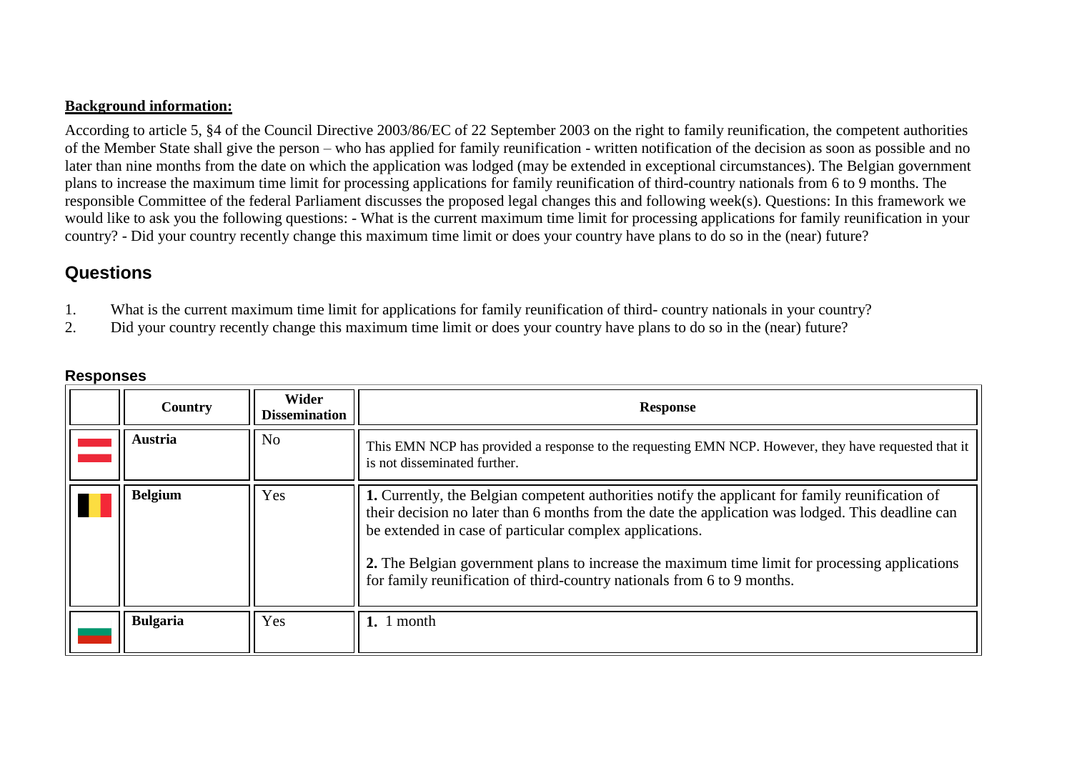**Background information:**

According to article 5, §4 of the Council Directive 2003/86/EC of 22 September 2003 on the right to family reunification, the competent authorities of the Member State shall give the person – who has applied for family reunification - written notification of the decision as soon as possible and no later than nine months from the date on which the application was lodged (may be extended in exceptional circumstances). The Belgian government plans to increase the maximum time limit for processing applications for family reunification of third-country nationals from 6 to 9 months. The responsible Committee of the federal Parliament discusses the proposed legal changes this and following week(s). Questions: In this framework we would like to ask you the following questions: - What is the current maximum time limit for processing applications for family reunification in your country? - Did your country recently change this maximum time limit or does your country have plans to do so in the (near) future?

## Questions

1. What is the current maximum time limit for applications for family reunification of third- country nationals in your country?
2. Did your country recently change this maximum time limit or does your country have plans to do so in the (near) future?

### Responses

| | Country | Wider Dissemination | Response |
|---|---|---|---|
| | **Austria** | No | This EMN NCP has provided a response to the requesting EMN NCP. However, they have requested that it is not disseminated further. |
| | **Belgium** | Yes | **1.** Currently, the Belgian competent authorities notify the applicant for family reunification of their decision no later than 6 months from the date the application was lodged. This deadline can be extended in case of particular complex applications. **2.** The Belgian government plans to increase the maximum time limit for processing applications for family reunification of third-country nationals from 6 to 9 months. |
| | **Bulgaria** | Yes | **1.** 1 month |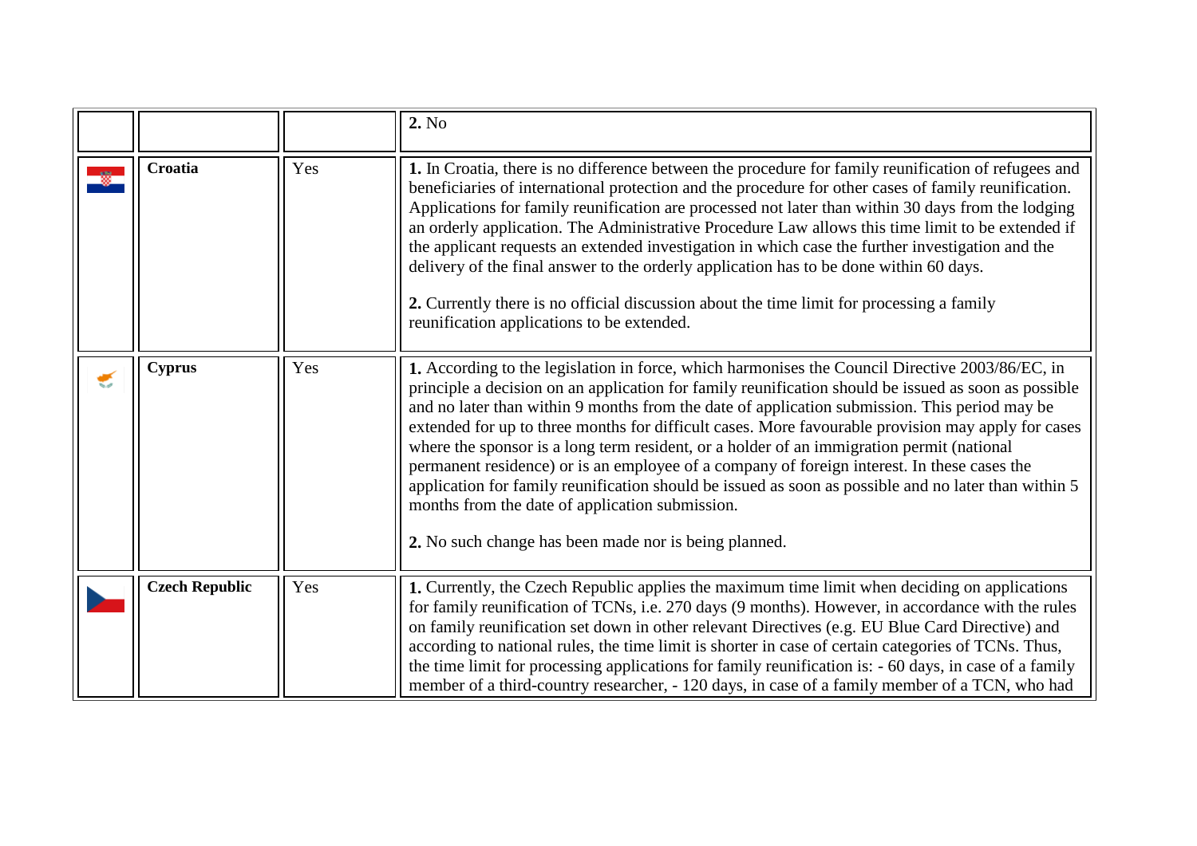| | | | |
|---|---|---|---|
| | | | **2.** No |
| | **Croatia** | Yes | **1.** In Croatia, there is no difference between the procedure for family reunification of refugees and beneficiaries of international protection and the procedure for other cases of family reunification. Applications for family reunification are processed not later than within 30 days from the lodging an orderly application. The Administrative Procedure Law allows this time limit to be extended if the applicant requests an extended investigation in which case the further investigation and the delivery of the final answer to the orderly application has to be done within 60 days.<br><br>**2.** Currently there is no official discussion about the time limit for processing a family reunification applications to be extended. |
| | **Cyprus** | Yes | **1.** According to the legislation in force, which harmonises the Council Directive 2003/86/EC, in principle a decision on an application for family reunification should be issued as soon as possible and no later than within 9 months from the date of application submission. This period may be extended for up to three months for difficult cases. More favourable provision may apply for cases where the sponsor is a long term resident, or a holder of an immigration permit (national permanent residence) or is an employee of a company of foreign interest. In these cases the application for family reunification should be issued as soon as possible and no later than within 5 months from the date of application submission.<br><br>**2.** No such change has been made nor is being planned. |
| | **Czech Republic** | Yes | **1.** Currently, the Czech Republic applies the maximum time limit when deciding on applications for family reunification of TCNs, i.e. 270 days (9 months). However, in accordance with the rules on family reunification set down in other relevant Directives (e.g. EU Blue Card Directive) and according to national rules, the time limit is shorter in case of certain categories of TCNs. Thus, the time limit for processing applications for family reunification is: - 60 days, in case of a family member of a third-country researcher, - 120 days, in case of a family member of a TCN, who had |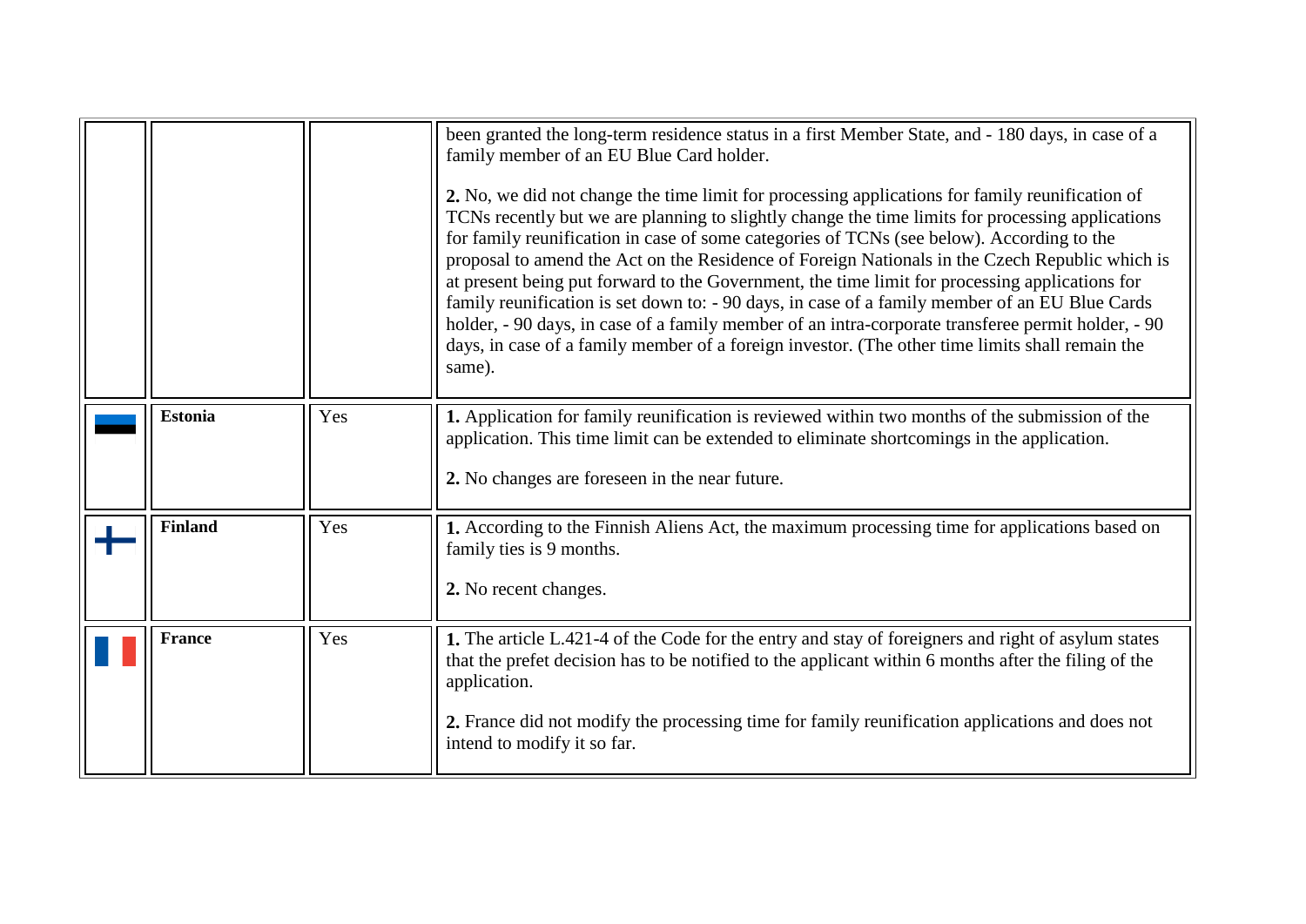| | | | |
|---|---|---|---|
| | | | been granted the long-term residence status in a first Member State, and - 180 days, in case of a family member of an EU Blue Card holder.<br><br>**2.** No, we did not change the time limit for processing applications for family reunification of TCNs recently but we are planning to slightly change the time limits for processing applications for family reunification in case of some categories of TCNs (see below). According to the proposal to amend the Act on the Residence of Foreign Nationals in the Czech Republic which is at present being put forward to the Government, the time limit for processing applications for family reunification is set down to: - 90 days, in case of a family member of an EU Blue Cards holder, - 90 days, in case of a family member of an intra-corporate transferee permit holder, - 90 days, in case of a family member of a foreign investor. (The other time limits shall remain the same). |
| | **Estonia** | Yes | **1.** Application for family reunification is reviewed within two months of the submission of the application. This time limit can be extended to eliminate shortcomings in the application.<br><br>**2.** No changes are foreseen in the near future. |
| | **Finland** | Yes | **1.** According to the Finnish Aliens Act, the maximum processing time for applications based on family ties is 9 months.<br><br>**2.** No recent changes. |
| | **France** | Yes | **1.** The article L.421-4 of the Code for the entry and stay of foreigners and right of asylum states that the prefet decision has to be notified to the applicant within 6 months after the filing of the application.<br><br>**2.** France did not modify the processing time for family reunification applications and does not intend to modify it so far. |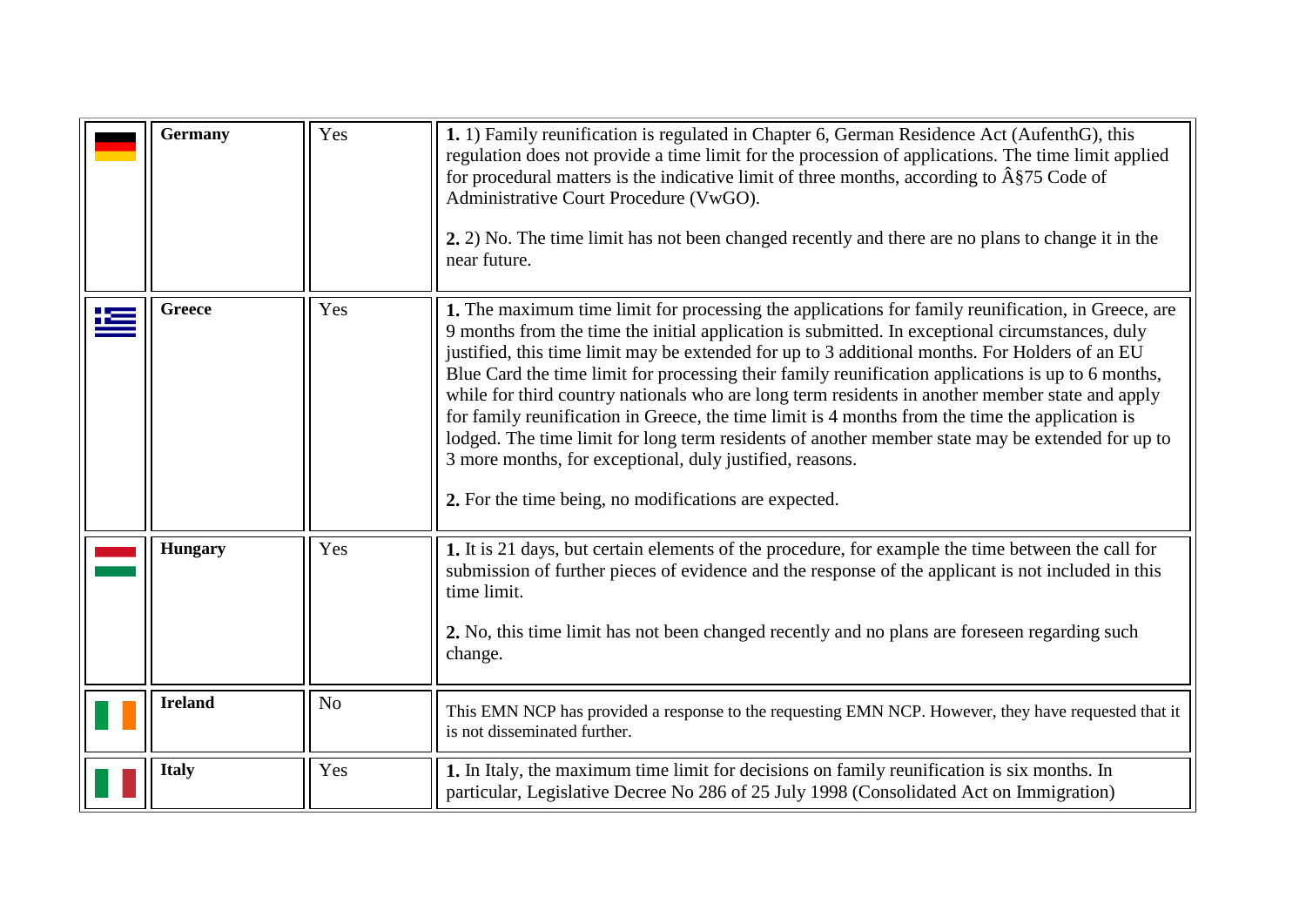| | | | |
|---|---|---|---|
| | **Germany** | Yes | **1.** 1) Family reunification is regulated in Chapter 6, German Residence Act (AufenthG), this regulation does not provide a time limit for the procession of applications. The time limit applied for procedural matters is the indicative limit of three months, according to Â§75 Code of Administrative Court Procedure (VwGO).<br><br>**2.** 2) No. The time limit has not been changed recently and there are no plans to change it in the near future. |
| | **Greece** | Yes | **1.** The maximum time limit for processing the applications for family reunification, in Greece, are 9 months from the time the initial application is submitted. In exceptional circumstances, duly justified, this time limit may be extended for up to 3 additional months. For Holders of an EU Blue Card the time limit for processing their family reunification applications is up to 6 months, while for third country nationals who are long term residents in another member state and apply for family reunification in Greece, the time limit is 4 months from the time the application is lodged. The time limit for long term residents of another member state may be extended for up to 3 more months, for exceptional, duly justified, reasons.<br><br>**2.** For the time being, no modifications are expected. |
| | **Hungary** | Yes | **1.** It is 21 days, but certain elements of the procedure, for example the time between the call for submission of further pieces of evidence and the response of the applicant is not included in this time limit.<br><br>**2.** No, this time limit has not been changed recently and no plans are foreseen regarding such change. |
| | **Ireland** | No | This EMN NCP has provided a response to the requesting EMN NCP. However, they have requested that it is not disseminated further. |
| | **Italy** | Yes | **1.** In Italy, the maximum time limit for decisions on family reunification is six months. In particular, Legislative Decree No 286 of 25 July 1998 (Consolidated Act on Immigration) |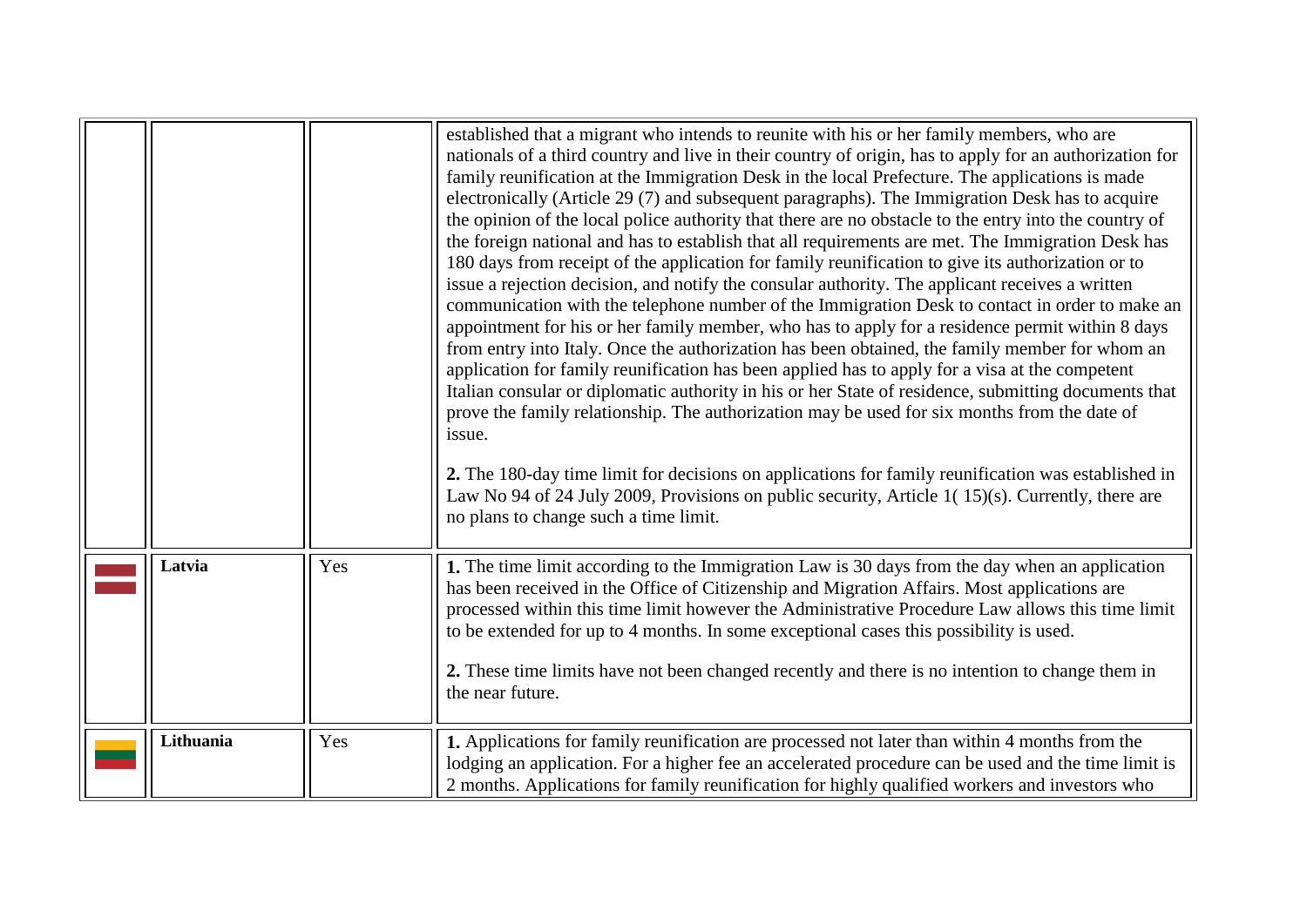| | | | |
|---|---|---|---|
| | | | established that a migrant who intends to reunite with his or her family members, who are nationals of a third country and live in their country of origin, has to apply for an authorization for family reunification at the Immigration Desk in the local Prefecture. The applications is made electronically (Article 29 (7) and subsequent paragraphs). The Immigration Desk has to acquire the opinion of the local police authority that there are no obstacle to the entry into the country of the foreign national and has to establish that all requirements are met. The Immigration Desk has 180 days from receipt of the application for family reunification to give its authorization or to issue a rejection decision, and notify the consular authority. The applicant receives a written communication with the telephone number of the Immigration Desk to contact in order to make an appointment for his or her family member, who has to apply for a residence permit within 8 days from entry into Italy. Once the authorization has been obtained, the family member for whom an application for family reunification has been applied has to apply for a visa at the competent Italian consular or diplomatic authority in his or her State of residence, submitting documents that prove the family relationship. The authorization may be used for six months from the date of issue.<br><br>**2.** The 180-day time limit for decisions on applications for family reunification was established in Law No 94 of 24 July 2009, Provisions on public security, Article 1( 15)(s). Currently, there are no plans to change such a time limit. |
| | **Latvia** | Yes | **1.** The time limit according to the Immigration Law is 30 days from the day when an application has been received in the Office of Citizenship and Migration Affairs. Most applications are processed within this time limit however the Administrative Procedure Law allows this time limit to be extended for up to 4 months. In some exceptional cases this possibility is used.<br><br>**2.** These time limits have not been changed recently and there is no intention to change them in the near future. |
| | **Lithuania** | Yes | **1.** Applications for family reunification are processed not later than within 4 months from the lodging an application. For a higher fee an accelerated procedure can be used and the time limit is 2 months. Applications for family reunification for highly qualified workers and investors who |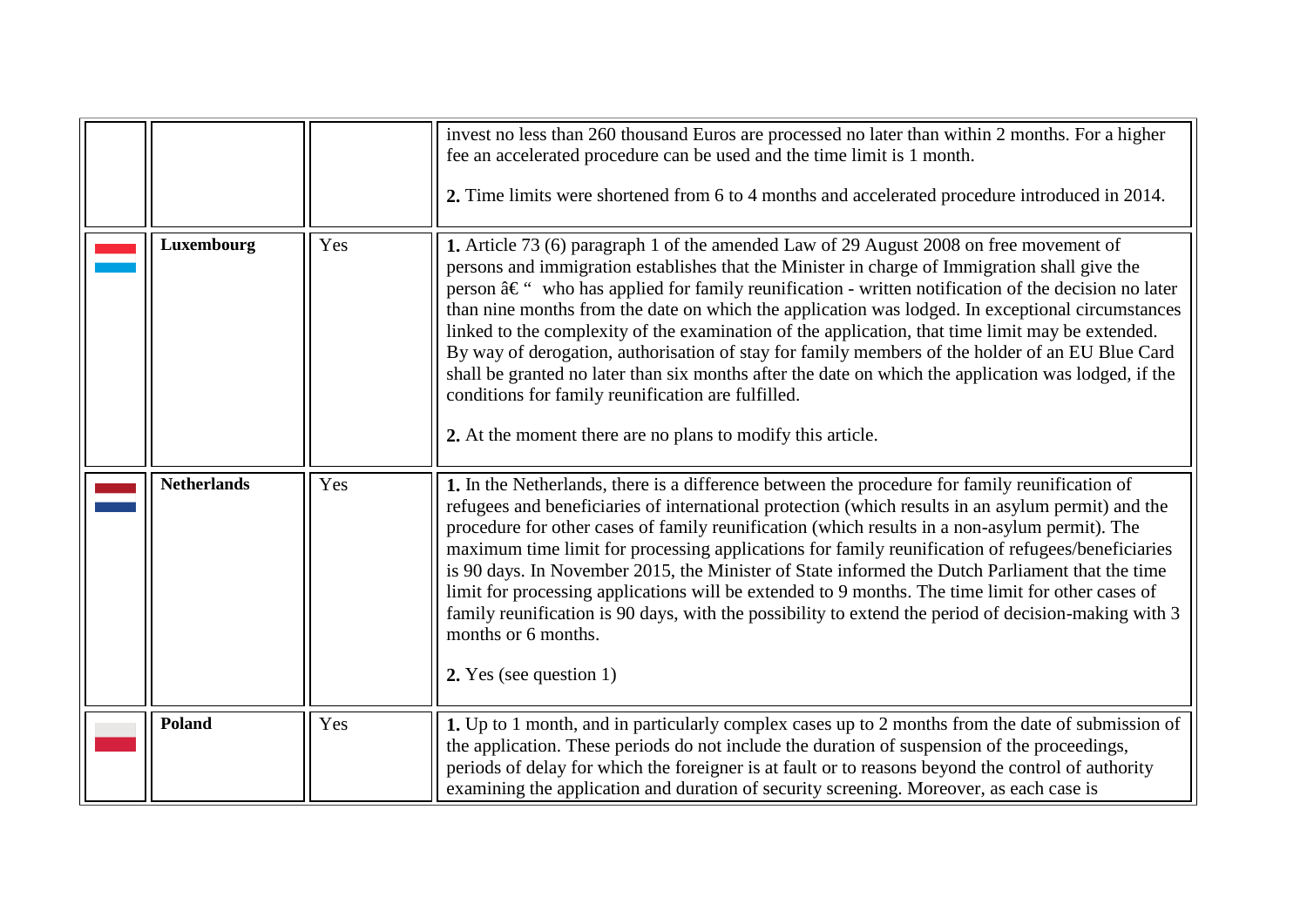| | | | |
|---|---|---|---|
| | | | invest no less than 260 thousand Euros are processed no later than within 2 months. For a higher fee an accelerated procedure can be used and the time limit is 1 month.<br><br>**2.** Time limits were shortened from 6 to 4 months and accelerated procedure introduced in 2014. |
| | **Luxembourg** | Yes | **1.** Article 73 (6) paragraph 1 of the amended Law of 29 August 2008 on free movement of persons and immigration establishes that the Minister in charge of Immigration shall give the person â€ " who has applied for family reunification - written notification of the decision no later than nine months from the date on which the application was lodged. In exceptional circumstances linked to the complexity of the examination of the application, that time limit may be extended. By way of derogation, authorisation of stay for family members of the holder of an EU Blue Card shall be granted no later than six months after the date on which the application was lodged, if the conditions for family reunification are fulfilled.<br><br>**2.** At the moment there are no plans to modify this article. |
| | **Netherlands** | Yes | **1.** In the Netherlands, there is a difference between the procedure for family reunification of refugees and beneficiaries of international protection (which results in an asylum permit) and the procedure for other cases of family reunification (which results in a non-asylum permit). The maximum time limit for processing applications for family reunification of refugees/beneficiaries is 90 days. In November 2015, the Minister of State informed the Dutch Parliament that the time limit for processing applications will be extended to 9 months. The time limit for other cases of family reunification is 90 days, with the possibility to extend the period of decision-making with 3 months or 6 months.<br><br>**2.** Yes (see question 1) |
| | **Poland** | Yes | **1.** Up to 1 month, and in particularly complex cases up to 2 months from the date of submission of the application. These periods do not include the duration of suspension of the proceedings, periods of delay for which the foreigner is at fault or to reasons beyond the control of authority examining the application and duration of security screening. Moreover, as each case is |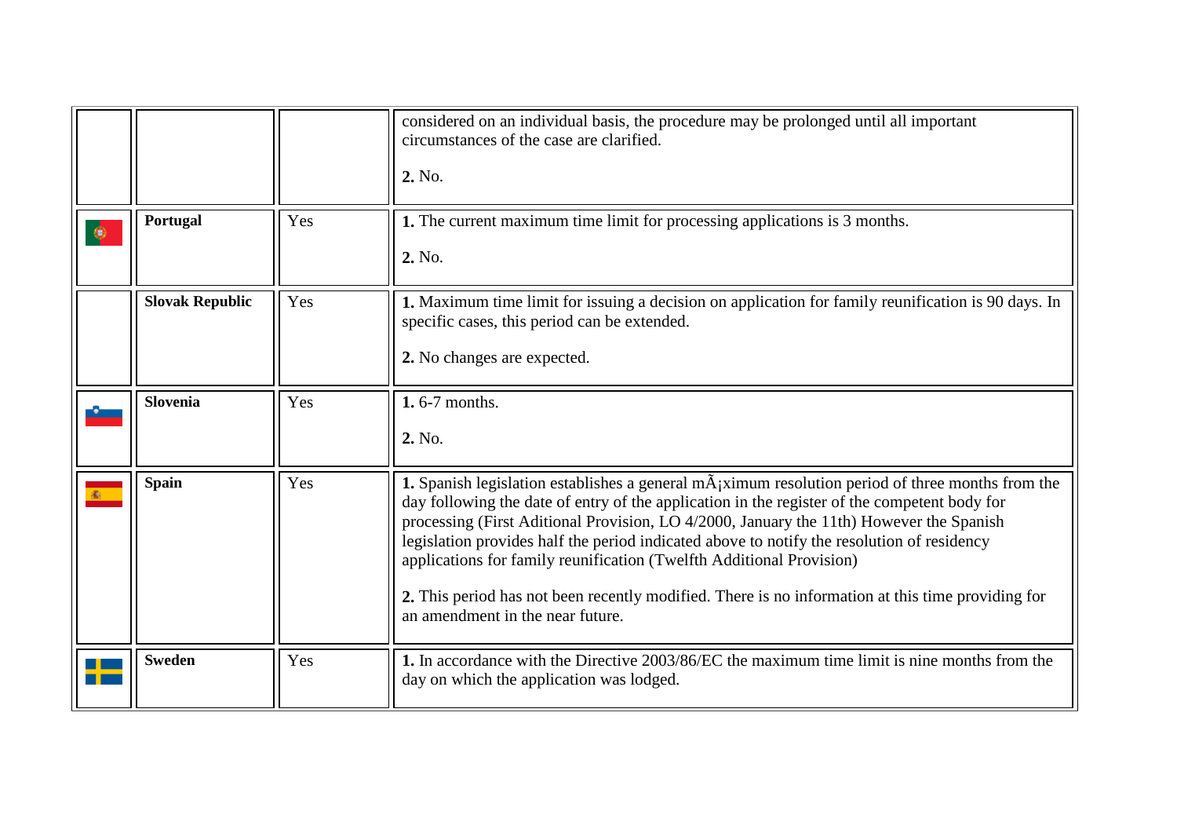| | | | |
|---|---|---|---|
| | | | considered on an individual basis, the procedure may be prolonged until all important circumstances of the case are clarified.<br><br>**2.** No. |
| | **Portugal** | Yes | **1.** The current maximum time limit for processing applications is 3 months.<br><br>**2.** No. |
| | **Slovak Republic** | Yes | **1.** Maximum time limit for issuing a decision on application for family reunification is 90 days. In specific cases, this period can be extended.<br><br>**2.** No changes are expected. |
| | **Slovenia** | Yes | **1.** 6-7 months.<br><br>**2.** No. |
| | **Spain** | Yes | **1.** Spanish legislation establishes a general mÃ¡ximum resolution period of three months from the day following the date of entry of the application in the register of the competent body for processing (First Aditional Provision, LO 4/2000, January the 11th) However the Spanish legislation provides half the period indicated above to notify the resolution of residency applications for family reunification (Twelfth Additional Provision)<br><br>**2.** This period has not been recently modified. There is no information at this time providing for an amendment in the near future. |
| | **Sweden** | Yes | **1.** In accordance with the Directive 2003/86/EC the maximum time limit is nine months from the day on which the application was lodged. |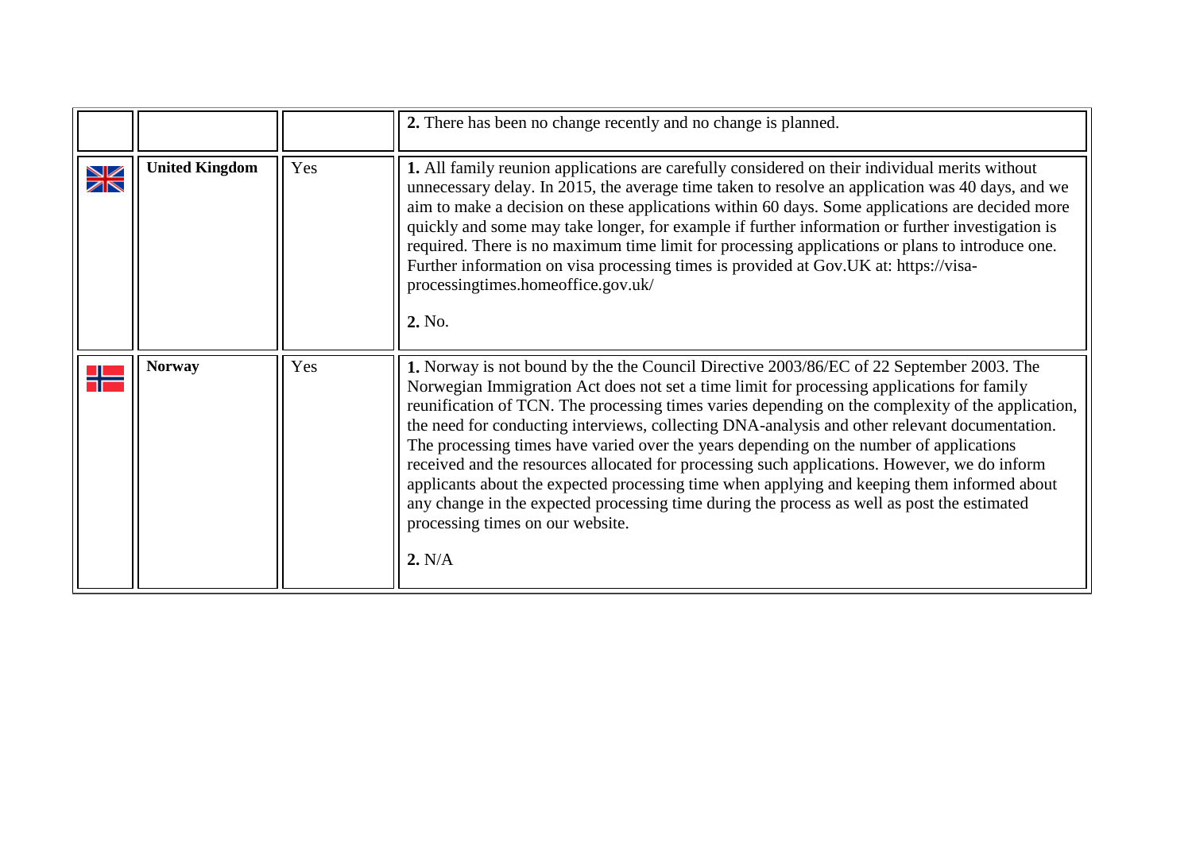| | | | |
|---|---|---|---|
| | | | **2.** There has been no change recently and no change is planned. |
| | **United Kingdom** | Yes | **1.** All family reunion applications are carefully considered on their individual merits without unnecessary delay. In 2015, the average time taken to resolve an application was 40 days, and we aim to make a decision on these applications within 60 days. Some applications are decided more quickly and some may take longer, for example if further information or further investigation is required. There is no maximum time limit for processing applications or plans to introduce one. Further information on visa processing times is provided at Gov.UK at: https://visa-processingtimes.homeoffice.gov.uk/ <br><br> **2.** No. |
| | **Norway** | Yes | **1.** Norway is not bound by the the Council Directive 2003/86/EC of 22 September 2003. The Norwegian Immigration Act does not set a time limit for processing applications for family reunification of TCN. The processing times varies depending on the complexity of the application, the need for conducting interviews, collecting DNA-analysis and other relevant documentation. The processing times have varied over the years depending on the number of applications received and the resources allocated for processing such applications. However, we do inform applicants about the expected processing time when applying and keeping them informed about any change in the expected processing time during the process as well as post the estimated processing times on our website. <br><br> **2.** N/A |